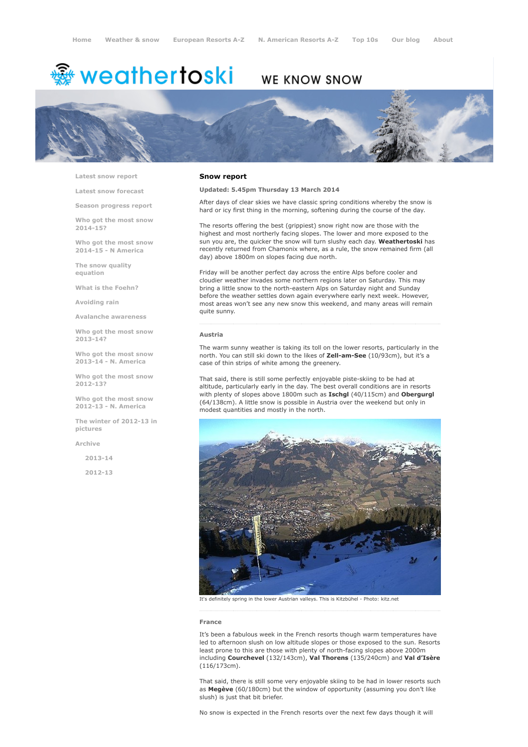Home | Weather & snow | European Resorts A-Z | N. American Resorts A-Z | Top 10s | Our blog | About

weathertoski

WE KNOW SNOW

- Latest snow report
- Latest snow forecast
- Season progress report
- Who got the most snow 2014-15?
- Who got the most snow 2014-15 - N America
- The snow quality equation
- What is the Foehn?
- Avoiding rain
- Avalanche awareness
- Who got the most snow 2013-14?
- Who got the most snow 2013-14 - N. America
- Who got the most snow 2012-13?
- Who got the most snow 2012-13 - N. America
- The winter of 2012-13 in pictures
- Archive
  - 2013-14
  - 2012-13

## Snow report

**Updated: 5.45pm Thursday 13 March 2014**

After days of clear skies we have classic spring conditions whereby the snow is hard or icy first thing in the morning, softening during the course of the day.

The resorts offering the best (grippiest) snow right now are those with the highest and most northerly facing slopes. The lower and more exposed to the sun you are, the quicker the snow will turn slushy each day. **Weathertoski** has recently returned from Chamonix where, as a rule, the snow remained firm (all day) above 1800m on slopes facing due north.

Friday will be another perfect day across the entire Alps before cooler and cloudier weather invades some northern regions later on Saturday. This may bring a little snow to the north-eastern Alps on Saturday night and Sunday before the weather settles down again everywhere early next week. However, most areas won't see any new snow this weekend, and many areas will remain quite sunny.

### Austria

The warm sunny weather is taking its toll on the lower resorts, particularly in the north. You can still ski down to the likes of **Zell-am-See** (10/93cm), but it's a case of thin strips of white among the greenery.

That said, there is still some perfectly enjoyable piste-skiing to be had at altitude, particularly early in the day. The best overall conditions are in resorts with plenty of slopes above 1800m such as **Ischgl** (40/115cm) and **Obergurgl** (64/138cm). A little snow is possible in Austria over the weekend but only in modest quantities and mostly in the north.

It's definitely spring in the lower Austrian valleys. This is Kitzbühel - Photo: kitz.net

### France

It's been a fabulous week in the French resorts though warm temperatures have led to afternoon slush on low altitude slopes or those exposed to the sun. Resorts least prone to this are those with plenty of north-facing slopes above 2000m including **Courchevel** (132/143cm), **Val Thorens** (135/240cm) and **Val d'Isère** (116/173cm).

That said, there is still some very enjoyable skiing to be had in lower resorts such as **Megève** (60/180cm) but the window of opportunity (assuming you don't like slush) is just that bit briefer.

No snow is expected in the French resorts over the next few days though it will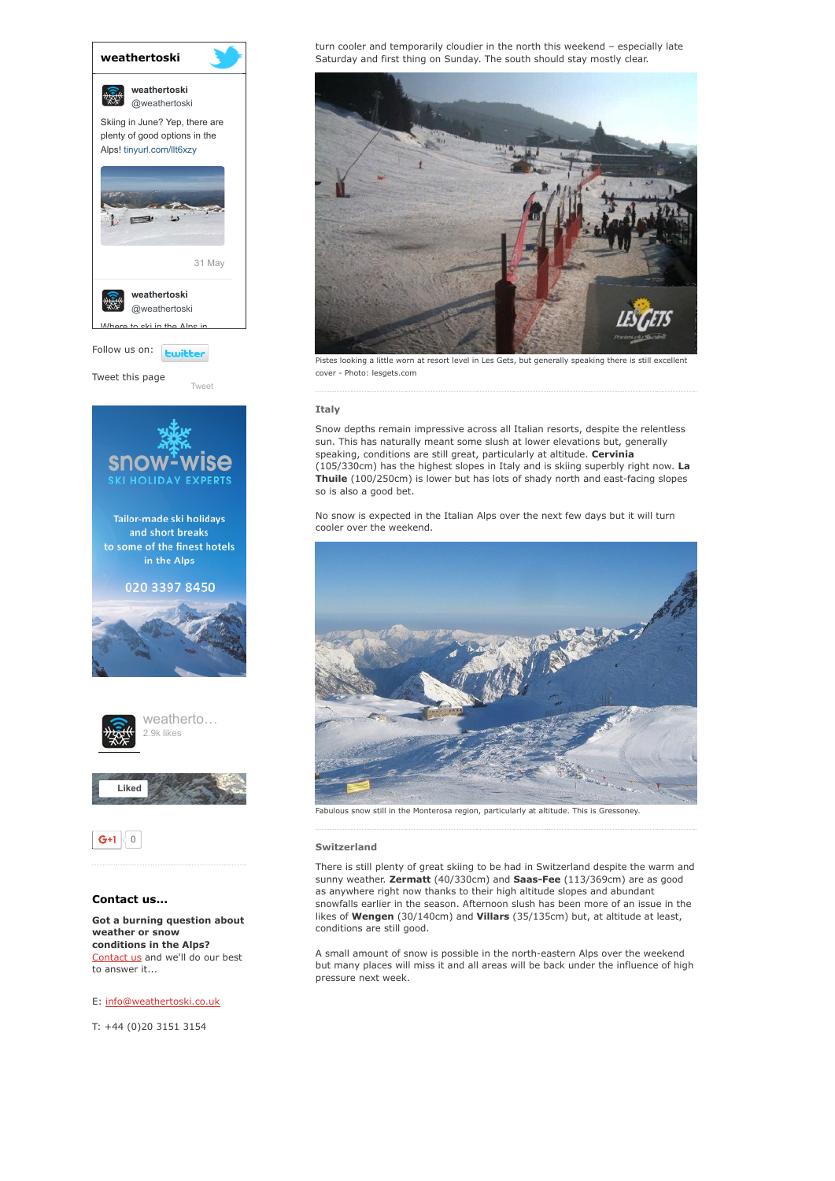turn cooler and temporarily cloudier in the north this weekend – especially late Saturday and first thing on Sunday. The south should stay mostly clear.

Pistes looking a little worn at resort level in Les Gets, but generally speaking there is still excellent cover - Photo: lesgets.com

### Italy

Snow depths remain impressive across all Italian resorts, despite the relentless sun. This has naturally meant some slush at lower elevations but, generally speaking, conditions are still great, particularly at altitude. **Cervinia** (105/330cm) has the highest slopes in Italy and is skiing superbly right now. **La Thuile** (100/250cm) is lower but has lots of shady north and east-facing slopes so is also a good bet.

No snow is expected in the Italian Alps over the next few days but it will turn cooler over the weekend.

Fabulous snow still in the Monterosa region, particularly at altitude. This is Gressoney.

### Switzerland

There is still plenty of great skiing to be had in Switzerland despite the warm and sunny weather. **Zermatt** (40/330cm) and **Saas-Fee** (113/369cm) are as good as anywhere right now thanks to their high altitude slopes and abundant snowfalls earlier in the season. Afternoon slush has been more of an issue in the likes of **Wengen** (30/140cm) and **Villars** (35/135cm) but, at altitude at least, conditions are still good.

A small amount of snow is possible in the north-eastern Alps over the weekend but many places will miss it and all areas will be back under the influence of high pressure next week.

weathertoski

weathertoski @weathertoski

Skiing in June? Yep, there are plenty of good options in the Alps! tinyurl.com/llt6xzy

31 May

weathertoski @weathertoski

Where to ski in the Alps in...

Follow us on: twitter

Tweet this page

Tweet

snow-wise SKI HOLIDAY EXPERTS

Tailor-made ski holidays and short breaks to some of the finest hotels in the Alps

020 3397 8450

weatherto...
2.9k likes

Liked

G+1 0

### Contact us...

**Got a burning question about weather or snow conditions in the Alps?**
Contact us and we'll do our best to answer it...

E: info@weathertoski.co.uk

T: +44 (0)20 3151 3154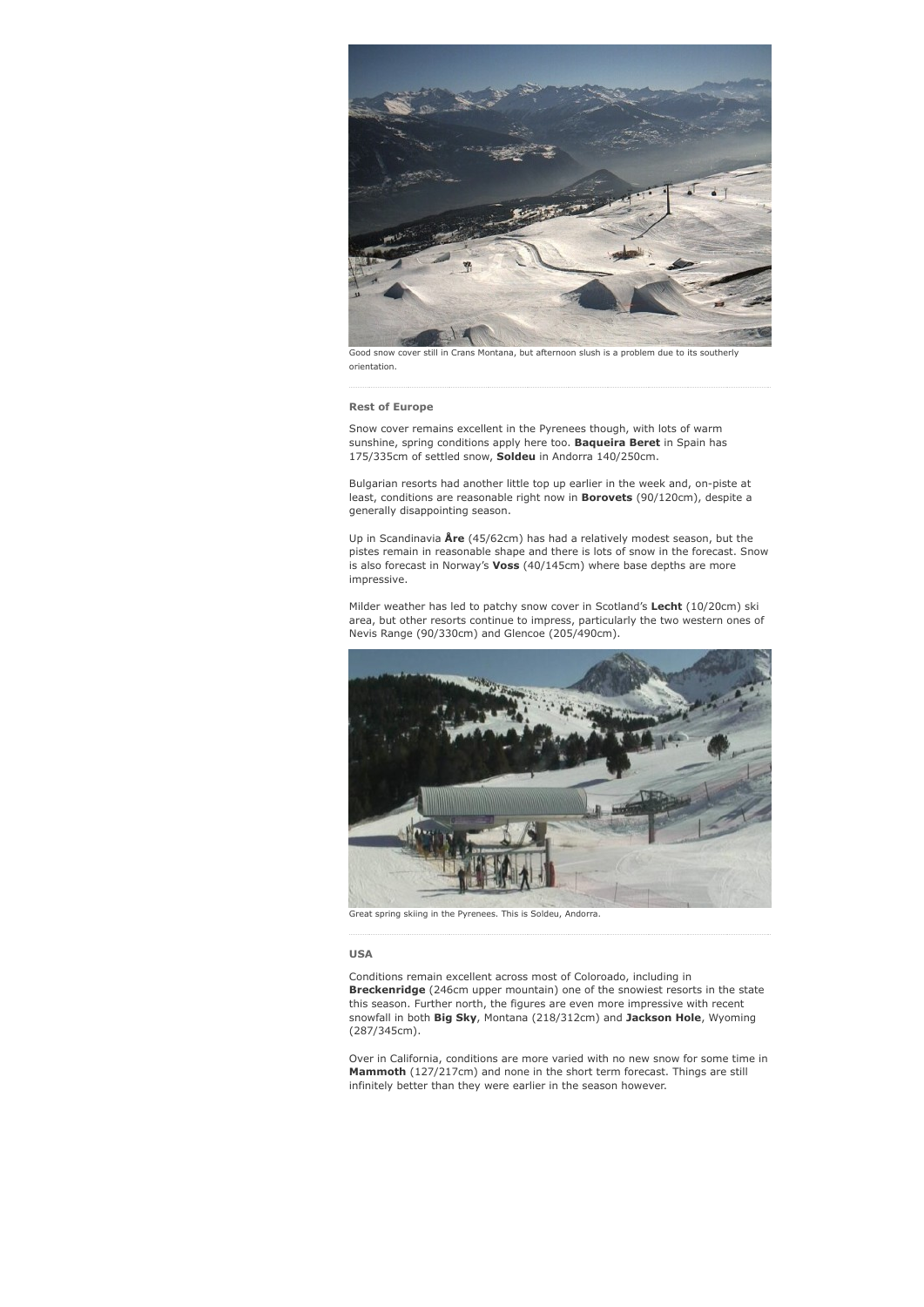Good snow cover still in Crans Montana, but afternoon slush is a problem due to its southerly orientation.

### Rest of Europe

Snow cover remains excellent in the Pyrenees though, with lots of warm sunshine, spring conditions apply here too. **Baqueira Beret** in Spain has 175/335cm of settled snow, **Soldeu** in Andorra 140/250cm.

Bulgarian resorts had another little top up earlier in the week and, on-piste at least, conditions are reasonable right now in **Borovets** (90/120cm), despite a generally disappointing season.

Up in Scandinavia **Åre** (45/62cm) has had a relatively modest season, but the pistes remain in reasonable shape and there is lots of snow in the forecast. Snow is also forecast in Norway's **Voss** (40/145cm) where base depths are more impressive.

Milder weather has led to patchy snow cover in Scotland's **Lecht** (10/20cm) ski area, but other resorts continue to impress, particularly the two western ones of Nevis Range (90/330cm) and Glencoe (205/490cm).

Great spring skiing in the Pyrenees. This is Soldeu, Andorra.

### USA

Conditions remain excellent across most of Coloroado, including in **Breckenridge** (246cm upper mountain) one of the snowiest resorts in the state this season. Further north, the figures are even more impressive with recent snowfall in both **Big Sky**, Montana (218/312cm) and **Jackson Hole**, Wyoming (287/345cm).

Over in California, conditions are more varied with no new snow for some time in **Mammoth** (127/217cm) and none in the short term forecast. Things are still infinitely better than they were earlier in the season however.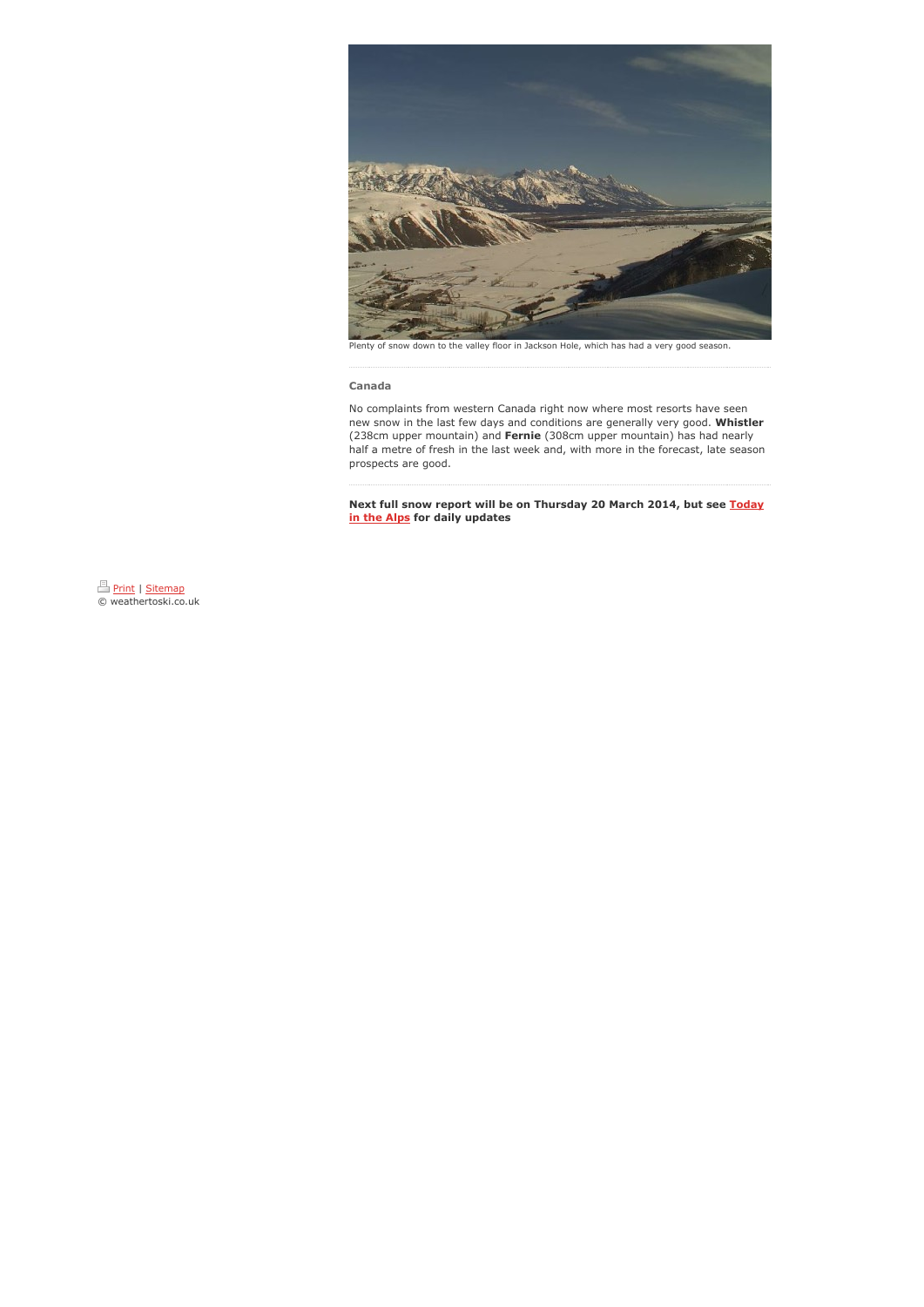Plenty of snow down to the valley floor in Jackson Hole, which has had a very good season.

### Canada

No complaints from western Canada right now where most resorts have seen new snow in the last few days and conditions are generally very good. **Whistler** (238cm upper mountain) and **Fernie** (308cm upper mountain) has had nearly half a metre of fresh in the last week and, with more in the forecast, late season prospects are good.

**Next full snow report will be on Thursday 20 March 2014, but see Today in the Alps for daily updates**

Print | Sitemap
© weathertoski.co.uk